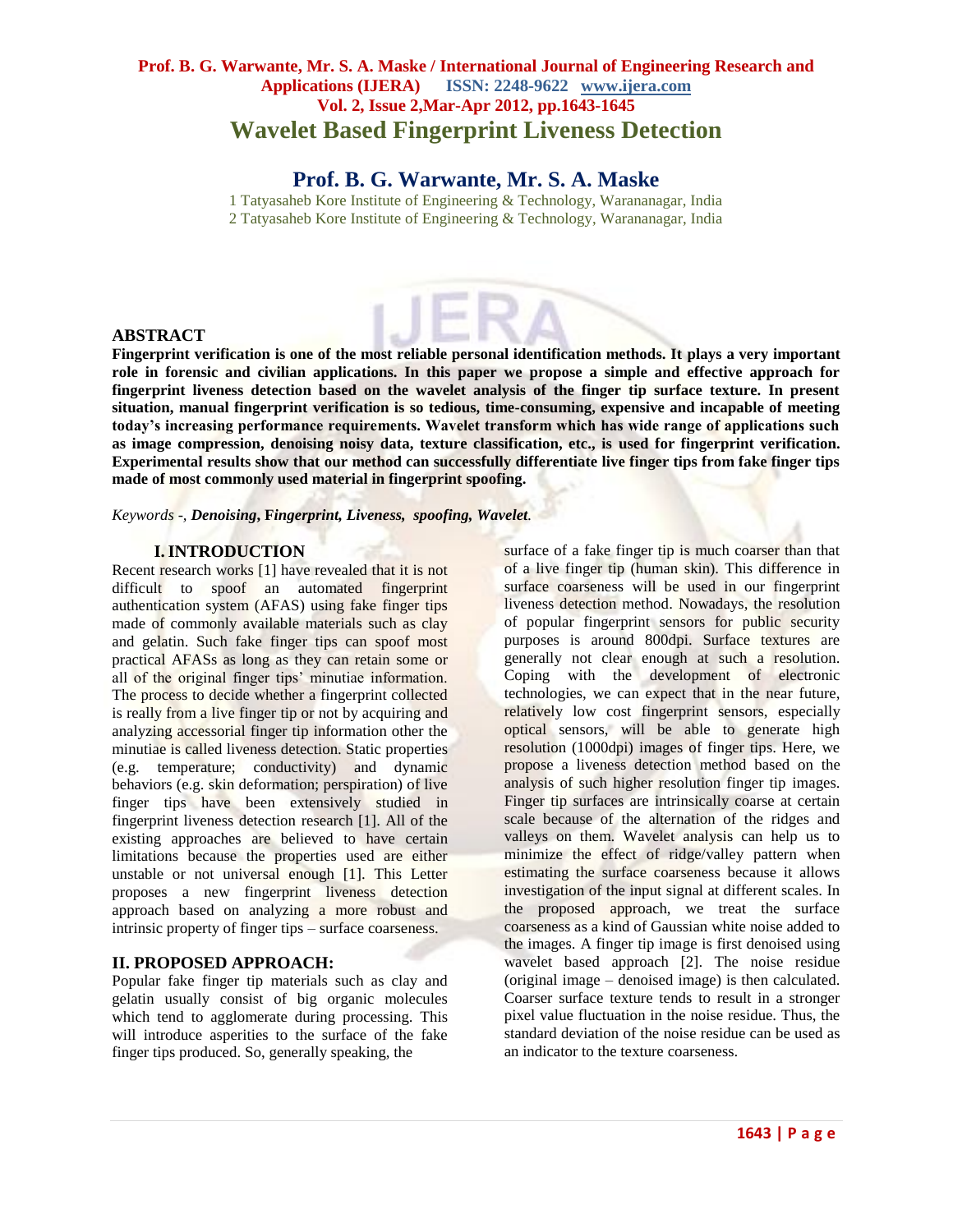# Wavelet Based Fingerprint Liveness Detection

## Prof. B. G. Warwante, Mr. S. A. Maske

1 Tatyasaheb Kore Institute of Engineering & Technology, Warananagar, India
2 Tatyasaheb Kore Institute of Engineering & Technology, Warananagar, India

### ABSTRACT

**Fingerprint verification is one of the most reliable personal identification methods. It plays a very important role in forensic and civilian applications. In this paper we propose a simple and effective approach for fingerprint liveness detection based on the wavelet analysis of the finger tip surface texture. In present situation, manual fingerprint verification is so tedious, time-consuming, expensive and incapable of meeting today's increasing performance requirements. Wavelet transform which has wide range of applications such as image compression, denoising noisy data, texture classification, etc., is used for fingerprint verification. Experimental results show that our method can successfully differentiate live finger tips from fake finger tips made of most commonly used material in fingerprint spoofing.**

*Keywords -,* ***Denoising*****, F*****ingerprint, Liveness, spoofing, Wavelet.***

### I. INTRODUCTION

Recent research works [1] have revealed that it is not difficult to spoof an automated fingerprint authentication system (AFAS) using fake finger tips made of commonly available materials such as clay and gelatin. Such fake finger tips can spoof most practical AFASs as long as they can retain some or all of the original finger tips' minutiae information. The process to decide whether a fingerprint collected is really from a live finger tip or not by acquiring and analyzing accessorial finger tip information other the minutiae is called liveness detection. Static properties (e.g. temperature; conductivity) and dynamic behaviors (e.g. skin deformation; perspiration) of live finger tips have been extensively studied in fingerprint liveness detection research [1]. All of the existing approaches are believed to have certain limitations because the properties used are either unstable or not universal enough [1]. This Letter proposes a new fingerprint liveness detection approach based on analyzing a more robust and intrinsic property of finger tips – surface coarseness.

### II. PROPOSED APPROACH:

Popular fake finger tip materials such as clay and gelatin usually consist of big organic molecules which tend to agglomerate during processing. This will introduce asperities to the surface of the fake finger tips produced. So, generally speaking, the surface of a fake finger tip is much coarser than that of a live finger tip (human skin). This difference in surface coarseness will be used in our fingerprint liveness detection method. Nowadays, the resolution of popular fingerprint sensors for public security purposes is around 800dpi. Surface textures are generally not clear enough at such a resolution. Coping with the development of electronic technologies, we can expect that in the near future, relatively low cost fingerprint sensors, especially optical sensors, will be able to generate high resolution (1000dpi) images of finger tips. Here, we propose a liveness detection method based on the analysis of such higher resolution finger tip images. Finger tip surfaces are intrinsically coarse at certain scale because of the alternation of the ridges and valleys on them. Wavelet analysis can help us to minimize the effect of ridge/valley pattern when estimating the surface coarseness because it allows investigation of the input signal at different scales. In the proposed approach, we treat the surface coarseness as a kind of Gaussian white noise added to the images. A finger tip image is first denoised using wavelet based approach [2]. The noise residue (original image – denoised image) is then calculated. Coarser surface texture tends to result in a stronger pixel value fluctuation in the noise residue. Thus, the standard deviation of the noise residue can be used as an indicator to the texture coarseness.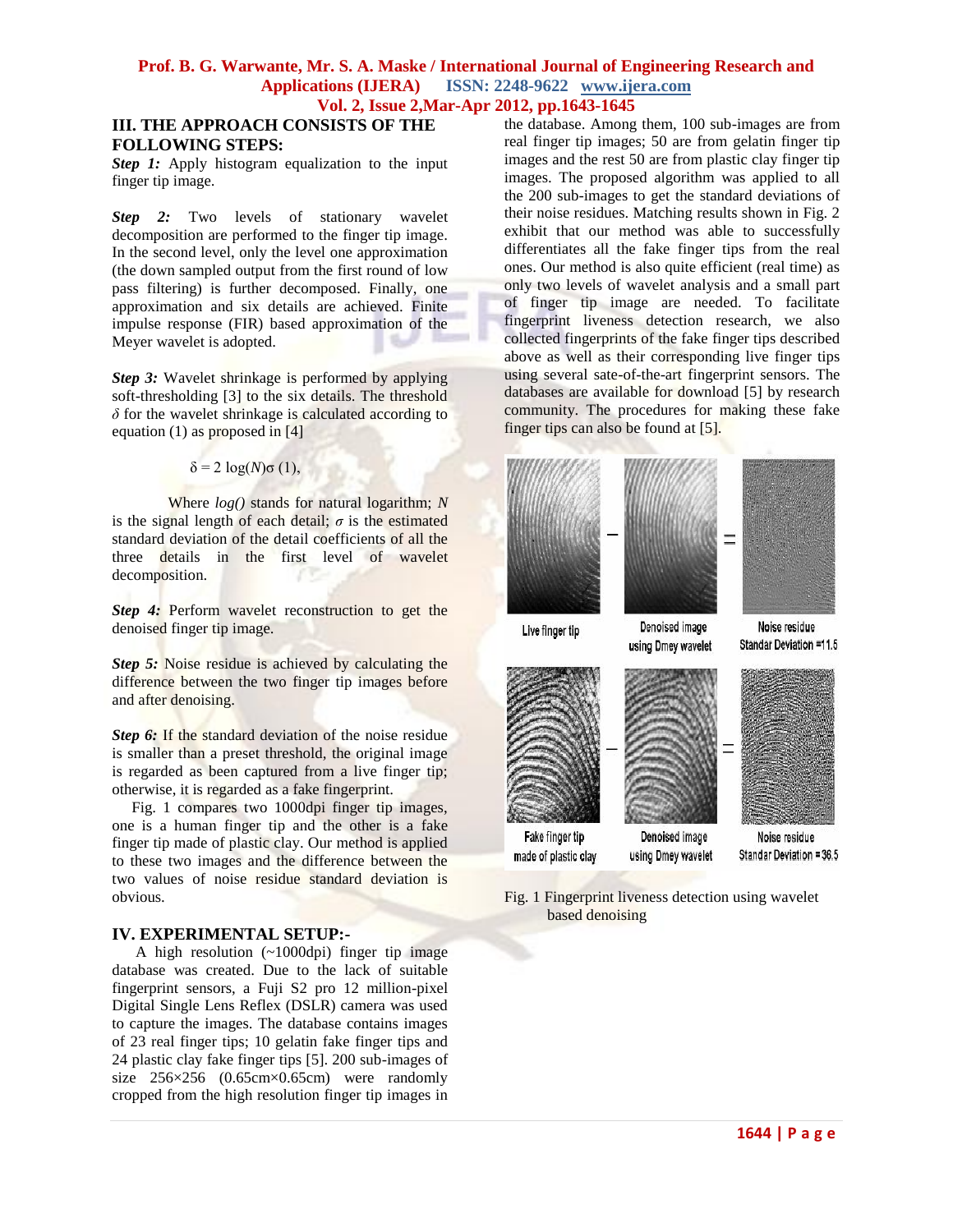## III. THE APPROACH CONSISTS OF THE FOLLOWING STEPS:

***Step 1:*** Apply histogram equalization to the input finger tip image.

***Step 2:*** Two levels of stationary wavelet decomposition are performed to the finger tip image. In the second level, only the level one approximation (the down sampled output from the first round of low pass filtering) is further decomposed. Finally, one approximation and six details are achieved. Finite impulse response (FIR) based approximation of the Meyer wavelet is adopted.

***Step 3:*** Wavelet shrinkage is performed by applying soft-thresholding [3] to the six details. The threshold $\delta$ for the wavelet shrinkage is calculated according to equation (1) as proposed in [4]

$$\delta = 2 \log(N)\sigma \quad (1),$$

Where *log()* stands for natural logarithm; $N$ is the signal length of each detail; $\sigma$ is the estimated standard deviation of the detail coefficients of all the three details in the first level of wavelet decomposition.

***Step 4:*** Perform wavelet reconstruction to get the denoised finger tip image.

***Step 5:*** Noise residue is achieved by calculating the difference between the two finger tip images before and after denoising.

***Step 6:*** If the standard deviation of the noise residue is smaller than a preset threshold, the original image is regarded as been captured from a live finger tip; otherwise, it is regarded as a fake fingerprint.

Fig. 1 compares two 1000dpi finger tip images, one is a human finger tip and the other is a fake finger tip made of plastic clay. Our method is applied to these two images and the difference between the two values of noise residue standard deviation is obvious.

## IV. EXPERIMENTAL SETUP:-

A high resolution (~1000dpi) finger tip image database was created. Due to the lack of suitable fingerprint sensors, a Fuji S2 pro 12 million-pixel Digital Single Lens Reflex (DSLR) camera was used to capture the images. The database contains images of 23 real finger tips; 10 gelatin fake finger tips and 24 plastic clay fake finger tips [5]. 200 sub-images of size 256×256 (0.65cm×0.65cm) were randomly cropped from the high resolution finger tip images in the database. Among them, 100 sub-images are from real finger tip images; 50 are from gelatin finger tip images and the rest 50 are from plastic clay finger tip images. The proposed algorithm was applied to all the 200 sub-images to get the standard deviations of their noise residues. Matching results shown in Fig. 2 exhibit that our method was able to successfully differentiates all the fake finger tips from the real ones. Our method is also quite efficient (real time) as only two levels of wavelet analysis and a small part of finger tip image are needed. To facilitate fingerprint liveness detection research, we also collected fingerprints of the fake finger tips described above as well as their corresponding live finger tips using several sate-of-the-art fingerprint sensors. The databases are available for download [5] by research community. The procedures for making these fake finger tips can also be found at [5].

Live finger tip − Denoised image using Dmey wavelet = Noise residue Standar Deviation =11.5

Fake finger tip made of plastic clay − Denoised image using Dmey wavelet = Noise residue Standar Deviation =36.5

Fig. 1 Fingerprint liveness detection using wavelet based denoising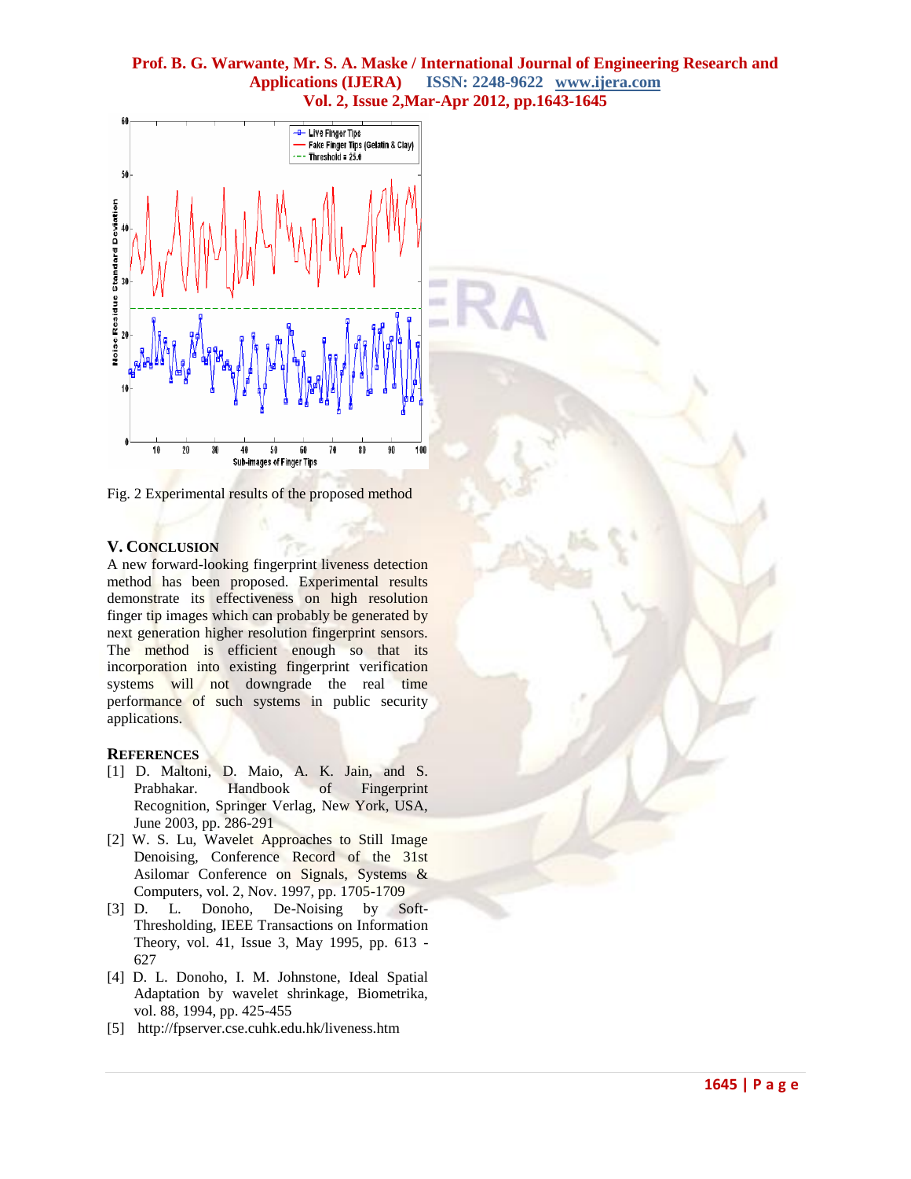Noise Residue Standard Deviation

60

50

40

30

20

10

0

10 20 30 40 50 60 70 80 90 100

Sub-images of Finger Tips

Live Finger Tips

Fake Finger Tips (Gelatin & Clay)

Threshold = 25.0

Fig. 2 Experimental results of the proposed method

## V. Conclusion

A new forward-looking fingerprint liveness detection method has been proposed. Experimental results demonstrate its effectiveness on high resolution finger tip images which can probably be generated by next generation higher resolution fingerprint sensors. The method is efficient enough so that its incorporation into existing fingerprint verification systems will not downgrade the real time performance of such systems in public security applications.

## References

[1] D. Maltoni, D. Maio, A. K. Jain, and S. Prabhakar. Handbook of Fingerprint Recognition, Springer Verlag, New York, USA, June 2003, pp. 286-291

[2] W. S. Lu, Wavelet Approaches to Still Image Denoising, Conference Record of the 31st Asilomar Conference on Signals, Systems & Computers, vol. 2, Nov. 1997, pp. 1705-1709

[3] D. L. Donoho, De-Noising by Soft-Thresholding, IEEE Transactions on Information Theory, vol. 41, Issue 3, May 1995, pp. 613 - 627

[4] D. L. Donoho, I. M. Johnstone, Ideal Spatial Adaptation by wavelet shrinkage, Biometrika, vol. 88, 1994, pp. 425-455

[5] http://fpserver.cse.cuhk.edu.hk/liveness.htm